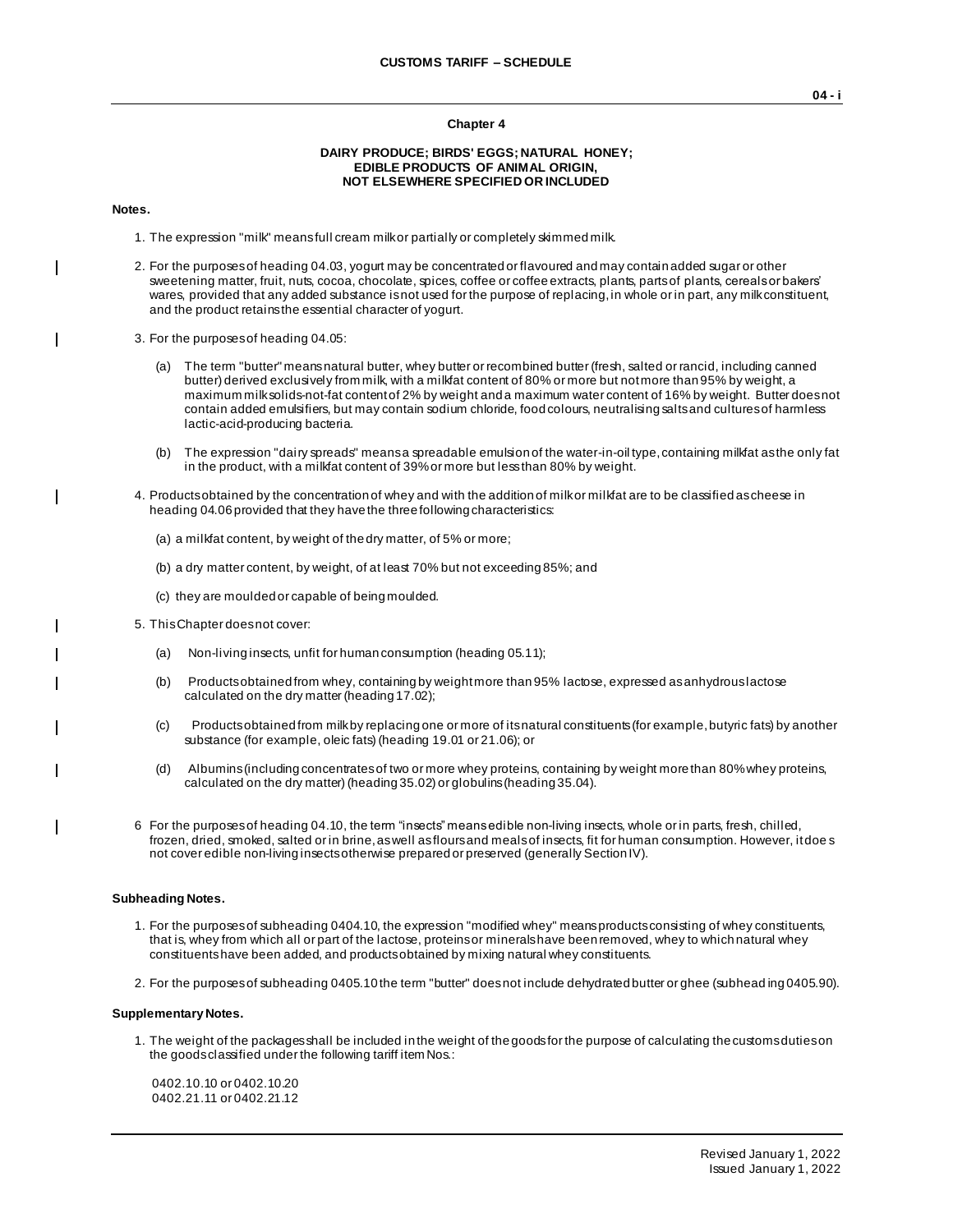## Chapter 4

### DAIRY PRODUCE; BIRDS' EGGS; NATURAL HONEY; EDIBLE PRODUCTS OF ANIMAL ORIGIN, NOT ELSEWHERE SPECIFIED OR INCLUDED

**Notes.**

1. The expression "milk" means full cream milk or partially or completely skimmed milk.

2. For the purposes of heading 04.03, yogurt may be concentrated or flavoured and may contain added sugar or other sweetening matter, fruit, nuts, cocoa, chocolate, spices, coffee or coffee extracts, plants, parts of plants, cereals or bakers' wares, provided that any added substance is not used for the purpose of replacing, in whole or in part, any milk constituent, and the product retains the essential character of yogurt.

3. For the purposes of heading 04.05:

   (a) The term "butter" means natural butter, whey butter or recombined butter (fresh, salted or rancid, including canned butter) derived exclusively from milk, with a milkfat content of 80% or more but not more than 95% by weight, a maximum milk solids-not-fat content of 2% by weight and a maximum water content of 16% by weight. Butter does not contain added emulsifiers, but may contain sodium chloride, food colours, neutralising salts and cultures of harmless lactic-acid-producing bacteria.

   (b) The expression "dairy spreads" means a spreadable emulsion of the water-in-oil type, containing milkfat as the only fat in the product, with a milkfat content of 39% or more but less than 80% by weight.

4. Products obtained by the concentration of whey and with the addition of milk or milkfat are to be classified as cheese in heading 04.06 provided that they have the three following characteristics:

   (a) a milkfat content, by weight of the dry matter, of 5% or more;

   (b) a dry matter content, by weight, of at least 70% but not exceeding 85%; and

   (c) they are moulded or capable of being moulded.

5. This Chapter does not cover:

   (a) Non-living insects, unfit for human consumption (heading 05.11);

   (b) Products obtained from whey, containing by weight more than 95% lactose, expressed as anhydrous lactose calculated on the dry matter (heading 17.02);

   (c) Products obtained from milk by replacing one or more of its natural constituents (for example, butyric fats) by another substance (for example, oleic fats) (heading 19.01 or 21.06); or

   (d) Albumins (including concentrates of two or more whey proteins, containing by weight more than 80% whey proteins, calculated on the dry matter) (heading 35.02) or globulins (heading 35.04).

6. For the purposes of heading 04.10, the term "insects" means edible non-living insects, whole or in parts, fresh, chilled, frozen, dried, smoked, salted or in brine, as well as flours and meals of insects, fit for human consumption. However, it does not cover edible non-living insects otherwise prepared or preserved (generally Section IV).

**Subheading Notes.**

1. For the purposes of subheading 0404.10, the expression "modified whey" means products consisting of whey constituents, that is, whey from which all or part of the lactose, proteins or minerals have been removed, whey to which natural whey constituents have been added, and products obtained by mixing natural whey constituents.

2. For the purposes of subheading 0405.10 the term "butter" does not include dehydrated butter or ghee (subheading 0405.90).

**Supplementary Notes.**

1. The weight of the packages shall be included in the weight of the goods for the purpose of calculating the customs duties on the goods classified under the following tariff item Nos.:

   0402.10.10 or 0402.10.20
   0402.21.11 or 0402.21.12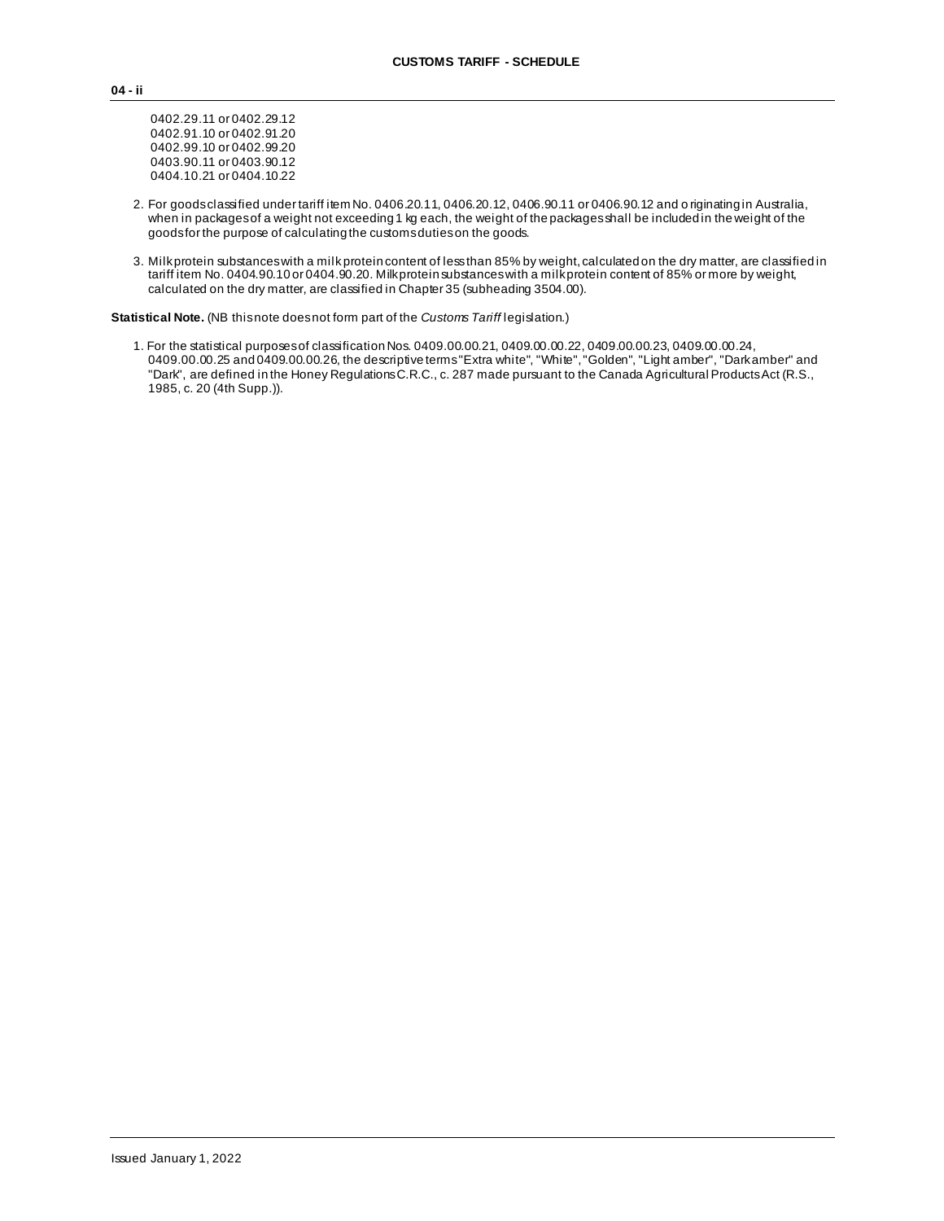0402.29.11 or 0402.29.12
0402.91.10 or 0402.91.20
0402.99.10 or 0402.99.20
0403.90.11 or 0403.90.12
0404.10.21 or 0404.10.22

2. For goods classified under tariff item No. 0406.20.11, 0406.20.12, 0406.90.11 or 0406.90.12 and originating in Australia, when in packages of a weight not exceeding 1 kg each, the weight of the packages shall be included in the weight of the goods for the purpose of calculating the customs duties on the goods.

3. Milk protein substances with a milk protein content of less than 85% by weight, calculated on the dry matter, are classified in tariff item No. 0404.90.10 or 0404.90.20. Milk protein substances with a milk protein content of 85% or more by weight, calculated on the dry matter, are classified in Chapter 35 (subheading 3504.00).

**Statistical Note.** (NB this note does not form part of the *Customs Tariff* legislation.)

1. For the statistical purposes of classification Nos. 0409.00.00.21, 0409.00.00.22, 0409.00.00.23, 0409.00.00.24, 0409.00.00.25 and 0409.00.00.26, the descriptive terms "Extra white", "White", "Golden", "Light amber", "Dark amber" and "Dark", are defined in the Honey Regulations C.R.C., c. 287 made pursuant to the Canada Agricultural Products Act (R.S., 1985, c. 20 (4th Supp.)).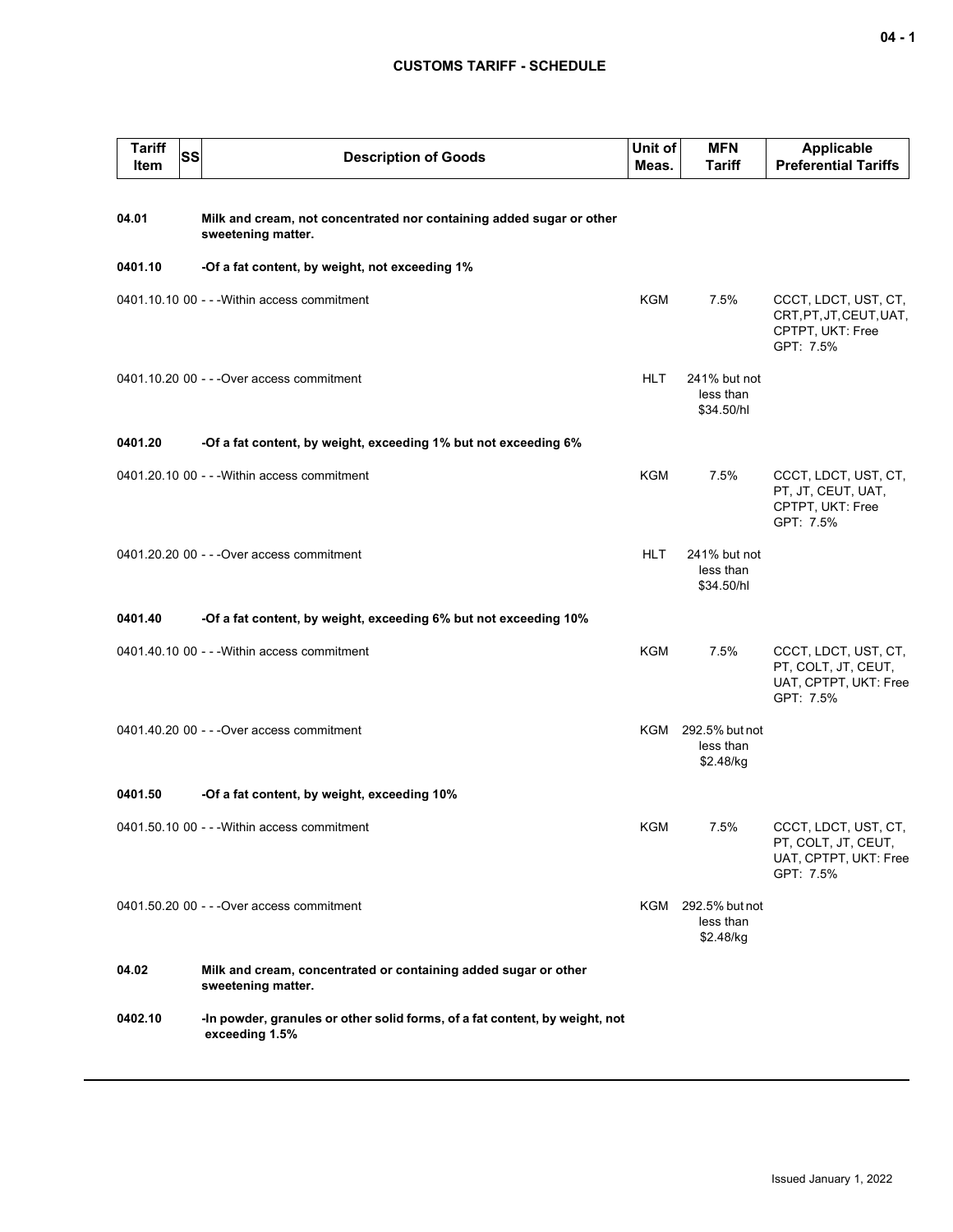## CUSTOMS TARIFF - SCHEDULE

| Tariff Item | SS | Description of Goods | Unit of Meas. | MFN Tariff | Applicable Preferential Tariffs |
|---|---|---|---|---|---|
| **04.01** | | **Milk and cream, not concentrated nor containing added sugar or other sweetening matter.** | | | |
| **0401.10** | | **-Of a fat content, by weight, not exceeding 1%** | | | |
| 0401.10.10 | 00 | - - -Within access commitment | KGM | 7.5% | CCCT, LDCT, UST, CT, CRT, PT, JT, CEUT, UAT, CPTPT, UKT: Free<br>GPT: 7.5% |
| 0401.10.20 | 00 | - - -Over access commitment | HLT | 241% but not less than $34.50/hl | |
| **0401.20** | | **-Of a fat content, by weight, exceeding 1% but not exceeding 6%** | | | |
| 0401.20.10 | 00 | - - -Within access commitment | KGM | 7.5% | CCCT, LDCT, UST, CT, PT, JT, CEUT, UAT, CPTPT, UKT: Free<br>GPT: 7.5% |
| 0401.20.20 | 00 | - - -Over access commitment | HLT | 241% but not less than $34.50/hl | |
| **0401.40** | | **-Of a fat content, by weight, exceeding 6% but not exceeding 10%** | | | |
| 0401.40.10 | 00 | - - -Within access commitment | KGM | 7.5% | CCCT, LDCT, UST, CT, PT, COLT, JT, CEUT, UAT, CPTPT, UKT: Free<br>GPT: 7.5% |
| 0401.40.20 | 00 | - - -Over access commitment | KGM | 292.5% but not less than $2.48/kg | |
| **0401.50** | | **-Of a fat content, by weight, exceeding 10%** | | | |
| 0401.50.10 | 00 | - - -Within access commitment | KGM | 7.5% | CCCT, LDCT, UST, CT, PT, COLT, JT, CEUT, UAT, CPTPT, UKT: Free<br>GPT: 7.5% |
| 0401.50.20 | 00 | - - -Over access commitment | KGM | 292.5% but not less than $2.48/kg | |
| **04.02** | | **Milk and cream, concentrated or containing added sugar or other sweetening matter.** | | | |
| **0402.10** | | **-In powder, granules or other solid forms, of a fat content, by weight, not exceeding 1.5%** | | | |

Issued January 1, 2022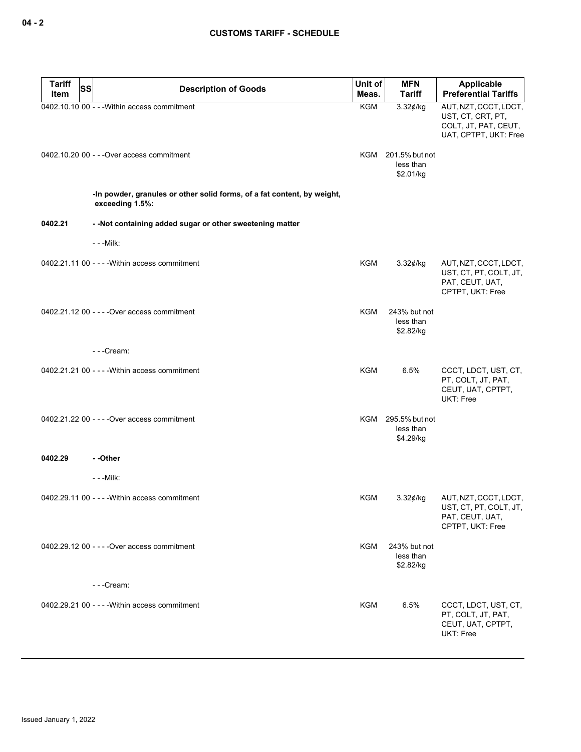| Tariff Item | SS | Description of Goods | Unit of Meas. | MFN Tariff | Applicable Preferential Tariffs |
|---|---|---|---|---|---|
| 0402.10.10 | 00 | - - -Within access commitment | KGM | 3.32¢/kg | AUT, NZT, CCCT, LDCT, UST, CT, CRT, PT, COLT, JT, PAT, CEUT, UAT, CPTPT, UKT: Free |
| 0402.10.20 | 00 | - - -Over access commitment | KGM | 201.5% but not less than $2.01/kg | |
| | | **-In powder, granules or other solid forms, of a fat content, by weight, exceeding 1.5%:** | | | |
| **0402.21** | | **- -Not containing added sugar or other sweetening matter** | | | |
| | | - - -Milk: | | | |
| 0402.21.11 | 00 | - - - -Within access commitment | KGM | 3.32¢/kg | AUT, NZT, CCCT, LDCT, UST, CT, PT, COLT, JT, PAT, CEUT, UAT, CPTPT, UKT: Free |
| 0402.21.12 | 00 | - - - -Over access commitment | KGM | 243% but not less than $2.82/kg | |
| | | - - -Cream: | | | |
| 0402.21.21 | 00 | - - - -Within access commitment | KGM | 6.5% | CCCT, LDCT, UST, CT, PT, COLT, JT, PAT, CEUT, UAT, CPTPT, UKT: Free |
| 0402.21.22 | 00 | - - - -Over access commitment | KGM | 295.5% but not less than $4.29/kg | |
| **0402.29** | | **- -Other** | | | |
| | | - - -Milk: | | | |
| 0402.29.11 | 00 | - - - -Within access commitment | KGM | 3.32¢/kg | AUT, NZT, CCCT, LDCT, UST, CT, PT, COLT, JT, PAT, CEUT, UAT, CPTPT, UKT: Free |
| 0402.29.12 | 00 | - - - -Over access commitment | KGM | 243% but not less than $2.82/kg | |
| | | - - -Cream: | | | |
| 0402.29.21 | 00 | - - - -Within access commitment | KGM | 6.5% | CCCT, LDCT, UST, CT, PT, COLT, JT, PAT, CEUT, UAT, CPTPT, UKT: Free |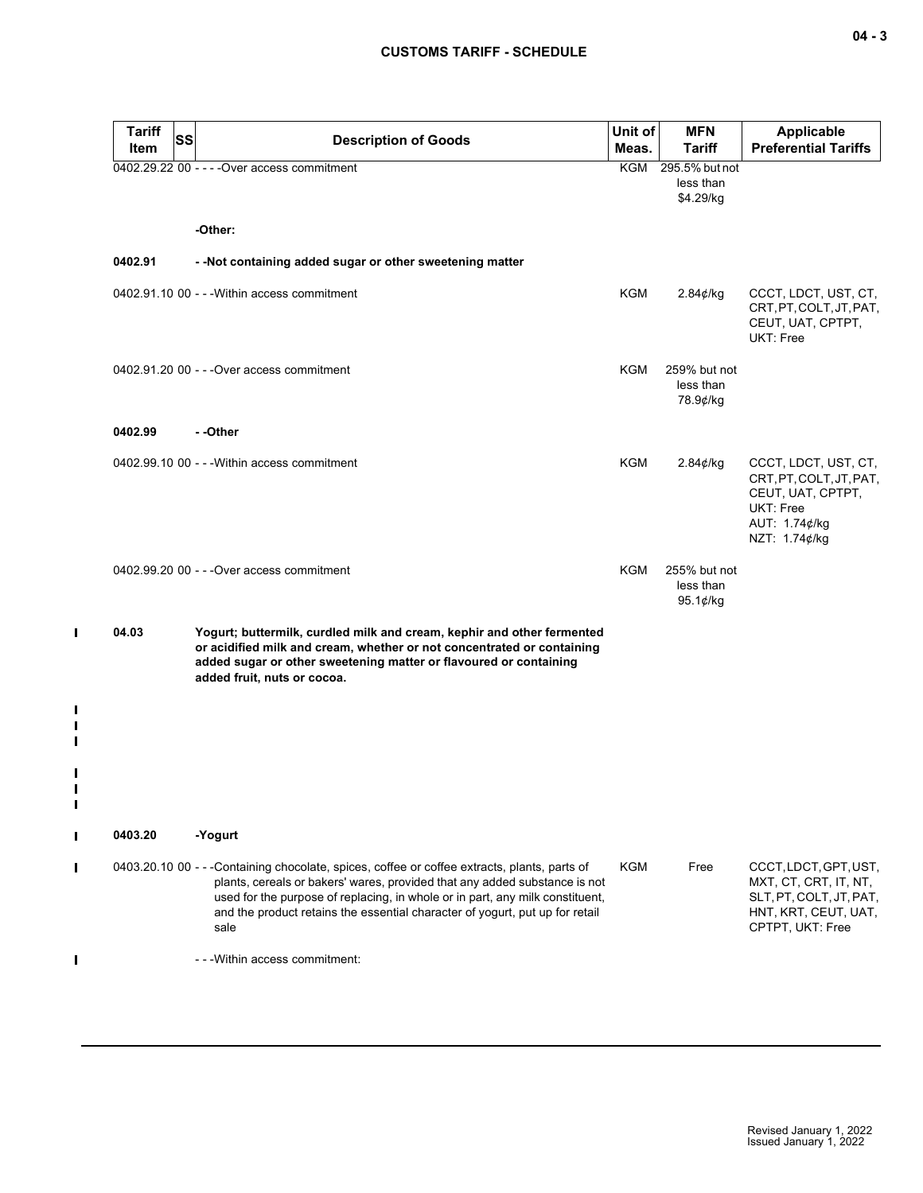| Tariff Item | SS | Description of Goods | Unit of Meas. | MFN Tariff | Applicable Preferential Tariffs |
|---|---|---|---|---|---|
| 0402.29.22 | 00 | - - - -Over access commitment | KGM | 295.5% but not less than $4.29/kg | |
| | | **-Other:** | | | |
| **0402.91** | | **- -Not containing added sugar or other sweetening matter** | | | |
| 0402.91.10 | 00 | - - -Within access commitment | KGM | 2.84¢/kg | CCCT, LDCT, UST, CT, CRT, PT, COLT, JT, PAT, CEUT, UAT, CPTPT, UKT: Free |
| 0402.91.20 | 00 | - - -Over access commitment | KGM | 259% but not less than 78.9¢/kg | |
| **0402.99** | | **- -Other** | | | |
| 0402.99.10 | 00 | - - -Within access commitment | KGM | 2.84¢/kg | CCCT, LDCT, UST, CT, CRT, PT, COLT, JT, PAT, CEUT, UAT, CPTPT, UKT: Free<br>AUT: 1.74¢/kg<br>NZT: 1.74¢/kg |
| 0402.99.20 | 00 | - - -Over access commitment | KGM | 255% but not less than 95.1¢/kg | |
| **04.03** | | **Yogurt; buttermilk, curdled milk and cream, kephir and other fermented or acidified milk and cream, whether or not concentrated or containing added sugar or other sweetening matter or flavoured or containing added fruit, nuts or cocoa.** | | | |
| **0403.20** | | **-Yogurt** | | | |
| 0403.20.10 | 00 | - - -Containing chocolate, spices, coffee or coffee extracts, plants, parts of plants, cereals or bakers' wares, provided that any added substance is not used for the purpose of replacing, in whole or in part, any milk constituent, and the product retains the essential character of yogurt, put up for retail sale | KGM | Free | CCCT, LDCT, GPT, UST, MXT, CT, CRT, IT, NT, SLT, PT, COLT, JT, PAT, HNT, KRT, CEUT, UAT, CPTPT, UKT: Free |
| | | - - -Within access commitment: | | | |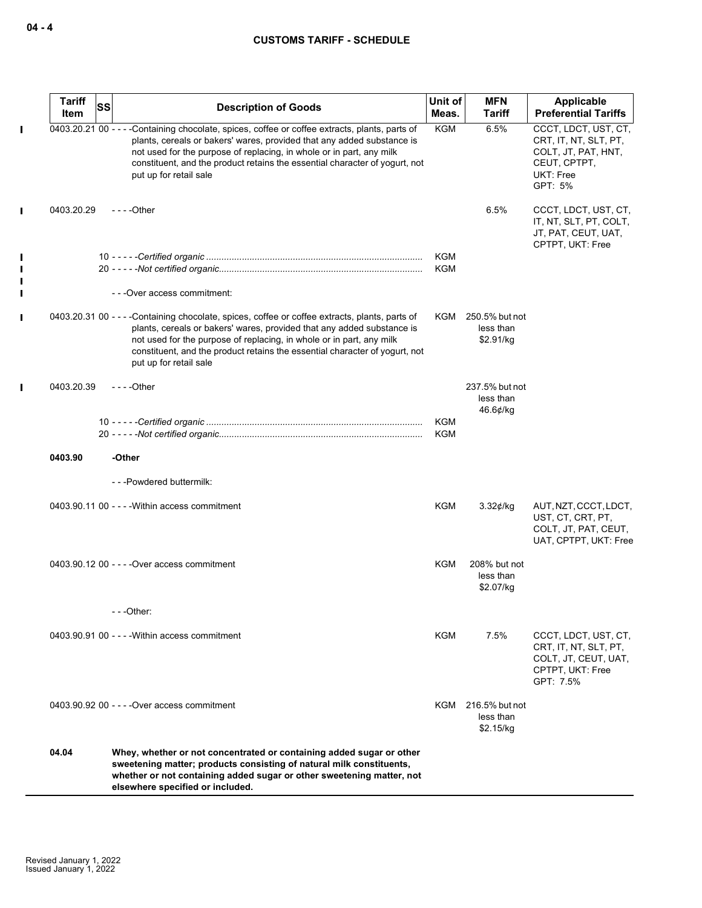| Tariff Item | SS | Description of Goods | Unit of Meas. | MFN Tariff | Applicable Preferential Tariffs |
|---|---|---|---|---|---|
| 0403.20.21 | 00 | - - - -Containing chocolate, spices, coffee or coffee extracts, plants, parts of plants, cereals or bakers' wares, provided that any added substance is not used for the purpose of replacing, in whole or in part, any milk constituent, and the product retains the essential character of yogurt, not put up for retail sale | KGM | 6.5% | CCCT, LDCT, UST, CT, CRT, IT, NT, SLT, PT, COLT, JT, PAT, HNT, CEUT, CPTPT, UKT: Free<br>GPT: 5% |
| 0403.20.29 | | - - - -Other | | 6.5% | CCCT, LDCT, UST, CT, IT, NT, SLT, PT, COLT, JT, PAT, CEUT, UAT, CPTPT, UKT: Free |
| | 10 | - - - - -*Certified organic* | KGM | | |
| | 20 | - - - - -*Not certified organic* | KGM | | |
| | | - - -Over access commitment: | | | |
| 0403.20.31 | 00 | - - - -Containing chocolate, spices, coffee or coffee extracts, plants, parts of plants, cereals or bakers' wares, provided that any added substance is not used for the purpose of replacing, in whole or in part, any milk constituent, and the product retains the essential character of yogurt, not put up for retail sale | KGM | 250.5% but not less than $2.91/kg | |
| 0403.20.39 | | - - - -Other | | 237.5% but not less than 46.6¢/kg | |
| | 10 | - - - - -*Certified organic* | KGM | | |
| | 20 | - - - - -*Not certified organic* | KGM | | |
| **0403.90** | | **-Other** | | | |
| | | - - -Powdered buttermilk: | | | |
| 0403.90.11 | 00 | - - - -Within access commitment | KGM | 3.32¢/kg | AUT, NZT, CCCT, LDCT, UST, CT, CRT, PT, COLT, JT, PAT, CEUT, UAT, CPTPT, UKT: Free |
| 0403.90.12 | 00 | - - - -Over access commitment | KGM | 208% but not less than $2.07/kg | |
| | | - - -Other: | | | |
| 0403.90.91 | 00 | - - - -Within access commitment | KGM | 7.5% | CCCT, LDCT, UST, CT, CRT, IT, NT, SLT, PT, COLT, JT, CEUT, UAT, CPTPT, UKT: Free<br>GPT: 7.5% |
| 0403.90.92 | 00 | - - - -Over access commitment | KGM | 216.5% but not less than $2.15/kg | |
| **04.04** | | **Whey, whether or not concentrated or containing added sugar or other sweetening matter; products consisting of natural milk constituents, whether or not containing added sugar or other sweetening matter, not elsewhere specified or included.** | | | |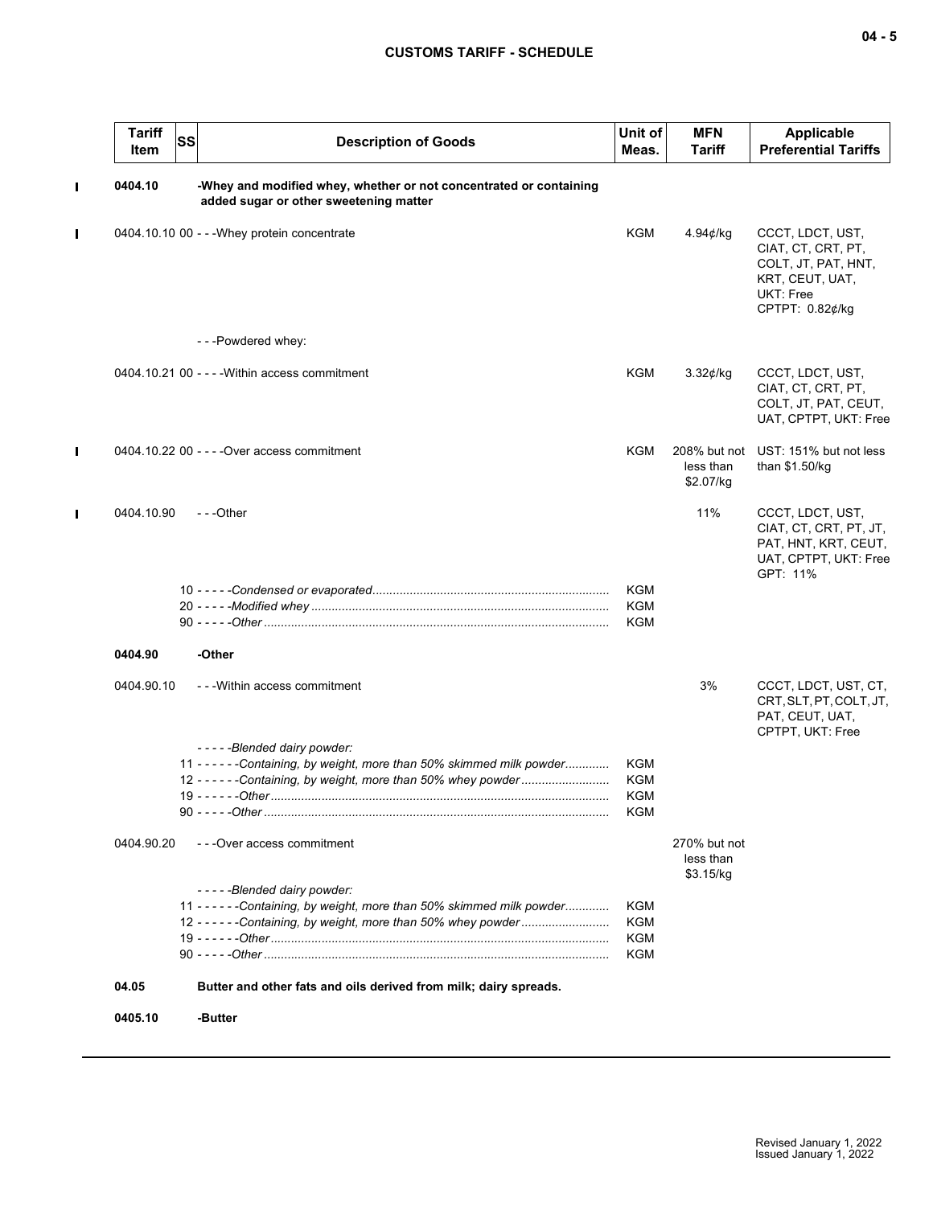| Tariff Item | SS | Description of Goods | Unit of Meas. | MFN Tariff | Applicable Preferential Tariffs |
|---|---|---|---|---|---|
| 0404.10 | | -Whey and modified whey, whether or not concentrated or containing added sugar or other sweetening matter | | | |
| 0404.10.10 | 00 | - - -Whey protein concentrate | KGM | 4.94¢/kg | CCCT, LDCT, UST, CIAT, CT, CRT, PT, COLT, JT, PAT, HNT, KRT, CEUT, UAT, UKT: Free<br>CPTPT: 0.82¢/kg |
| | | - - -Powdered whey: | | | |
| 0404.10.21 | 00 | - - - -Within access commitment | KGM | 3.32¢/kg | CCCT, LDCT, UST, CIAT, CT, CRT, PT, COLT, JT, PAT, CEUT, UAT, CPTPT, UKT: Free |
| 0404.10.22 | 00 | - - - -Over access commitment | KGM | 208% but not less than $2.07/kg | UST: 151% but not less than $1.50/kg |
| 0404.10.90 | | - - -Other | | 11% | CCCT, LDCT, UST, CIAT, CT, CRT, PT, JT, PAT, HNT, KRT, CEUT, UAT, CPTPT, UKT: Free<br>GPT: 11% |
| | 10 | - - - - -*Condensed or evaporated* | KGM | | |
| | 20 | - - - - -*Modified whey* | KGM | | |
| | 90 | - - - - -*Other* | KGM | | |
| 0404.90 | | -Other | | | |
| 0404.90.10 | | - - -Within access commitment | | 3% | CCCT, LDCT, UST, CT, CRT, SLT, PT, COLT, JT, PAT, CEUT, UAT, CPTPT, UKT: Free |
| | | - - - - -*Blended dairy powder:* | | | |
| | 11 | - - - - - -*Containing, by weight, more than 50% skimmed milk powder* | KGM | | |
| | 12 | - - - - - -*Containing, by weight, more than 50% whey powder* | KGM | | |
| | 19 | - - - - - -*Other* | KGM | | |
| | 90 | - - - - -*Other* | KGM | | |
| 0404.90.20 | | - - -Over access commitment | | 270% but not less than $3.15/kg | |
| | | - - - - -*Blended dairy powder:* | | | |
| | 11 | - - - - - -*Containing, by weight, more than 50% skimmed milk powder* | KGM | | |
| | 12 | - - - - - -*Containing, by weight, more than 50% whey powder* | KGM | | |
| | 19 | - - - - - -*Other* | KGM | | |
| | 90 | - - - - -*Other* | KGM | | |
| 04.05 | | **Butter and other fats and oils derived from milk; dairy spreads.** | | | |
| 0405.10 | | -Butter | | | |

Revised January 1, 2022
Issued January 1, 2022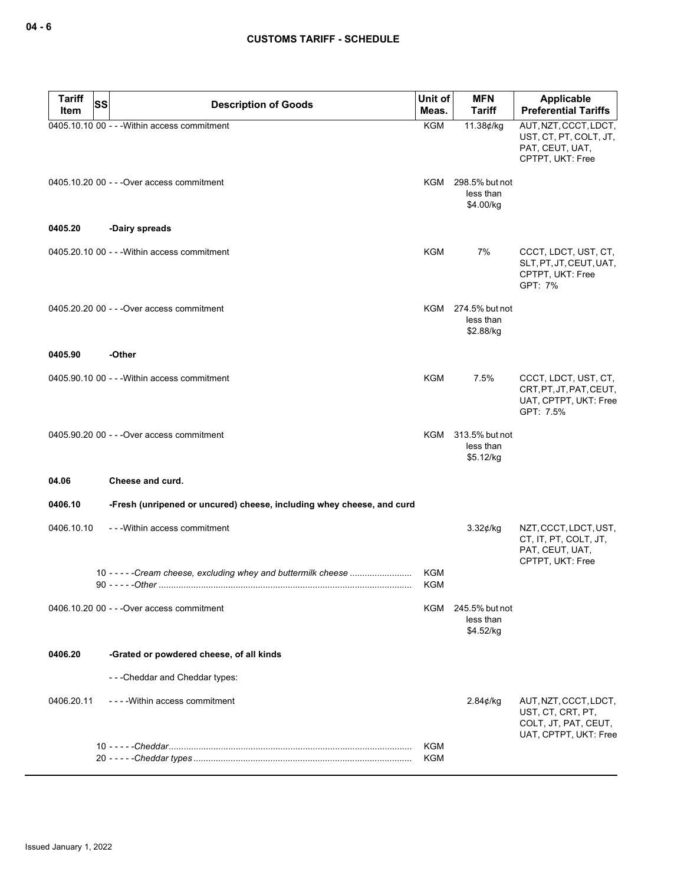| Tariff Item | SS | Description of Goods | Unit of Meas. | MFN Tariff | Applicable Preferential Tariffs |
|---|---|---|---|---|---|
| 0405.10.10 | 00 | - - -Within access commitment | KGM | 11.38¢/kg | AUT, NZT, CCCT, LDCT, UST, CT, PT, COLT, JT, PAT, CEUT, UAT, CPTPT, UKT: Free |
| 0405.10.20 | 00 | - - -Over access commitment | KGM | 298.5% but not less than $4.00/kg | |
| **0405.20** | | **-Dairy spreads** | | | |
| 0405.20.10 | 00 | - - -Within access commitment | KGM | 7% | CCCT, LDCT, UST, CT, SLT, PT, JT, CEUT, UAT, CPTPT, UKT: Free<br>GPT: 7% |
| 0405.20.20 | 00 | - - -Over access commitment | KGM | 274.5% but not less than $2.88/kg | |
| **0405.90** | | **-Other** | | | |
| 0405.90.10 | 00 | - - -Within access commitment | KGM | 7.5% | CCCT, LDCT, UST, CT, CRT, PT, JT, PAT, CEUT, UAT, CPTPT, UKT: Free<br>GPT: 7.5% |
| 0405.90.20 | 00 | - - -Over access commitment | KGM | 313.5% but not less than $5.12/kg | |
| **04.06** | | **Cheese and curd.** | | | |
| **0406.10** | | **-Fresh (unripened or uncured) cheese, including whey cheese, and curd** | | | |
| 0406.10.10 | | - - -Within access commitment | | 3.32¢/kg | NZT, CCCT, LDCT, UST, CT, IT, PT, COLT, JT, PAT, CEUT, UAT, CPTPT, UKT: Free |
| | 10 | - - - - -*Cream cheese, excluding whey and buttermilk cheese* | KGM | | |
| | 90 | - - - - -*Other* | KGM | | |
| 0406.10.20 | 00 | - - -Over access commitment | KGM | 245.5% but not less than $4.52/kg | |
| **0406.20** | | **-Grated or powdered cheese, of all kinds** | | | |
| | | - - -Cheddar and Cheddar types: | | | |
| 0406.20.11 | | - - - -Within access commitment | | 2.84¢/kg | AUT, NZT, CCCT, LDCT, UST, CT, CRT, PT, COLT, JT, PAT, CEUT, UAT, CPTPT, UKT: Free |
| | 10 | - - - - -*Cheddar* | KGM | | |
| | 20 | - - - - -*Cheddar types* | KGM | | |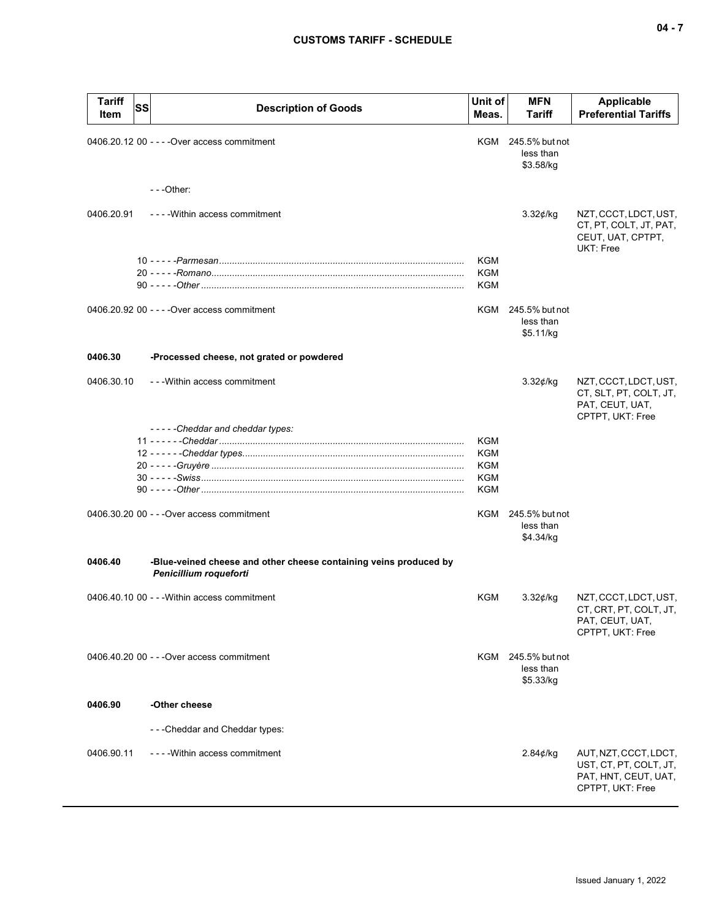| Tariff Item | SS | Description of Goods | Unit of Meas. | MFN Tariff | Applicable Preferential Tariffs |
|---|---|---|---|---|---|
| 0406.20.12 | 00 | - - - -Over access commitment | KGM | 245.5% but not less than $3.58/kg | |
| | | - - -Other: | | | |
| 0406.20.91 | | - - - -Within access commitment | | 3.32¢/kg | NZT, CCCT, LDCT, UST, CT, PT, COLT, JT, PAT, CEUT, UAT, CPTPT, UKT: Free |
| | 10 | - - - - -*Parmesan* | KGM | | |
| | 20 | - - - - -*Romano* | KGM | | |
| | 90 | - - - - -*Other* | KGM | | |
| 0406.20.92 | 00 | - - - -Over access commitment | KGM | 245.5% but not less than $5.11/kg | |
| **0406.30** | | **-Processed cheese, not grated or powdered** | | | |
| 0406.30.10 | | - - -Within access commitment | | 3.32¢/kg | NZT, CCCT, LDCT, UST, CT, SLT, PT, COLT, JT, PAT, CEUT, UAT, CPTPT, UKT: Free |
| | | - - - - -*Cheddar and cheddar types:* | | | |
| | 11 | - - - - - -*Cheddar* | KGM | | |
| | 12 | - - - - - -*Cheddar types* | KGM | | |
| | 20 | - - - - -*Gruyère* | KGM | | |
| | 30 | - - - - -*Swiss* | KGM | | |
| | 90 | - - - - -*Other* | KGM | | |
| 0406.30.20 | 00 | - - -Over access commitment | KGM | 245.5% but not less than $4.34/kg | |
| **0406.40** | | **-Blue-veined cheese and other cheese containing veins produced by *Penicillium roqueforti*** | | | |
| 0406.40.10 | 00 | - - -Within access commitment | KGM | 3.32¢/kg | NZT, CCCT, LDCT, UST, CT, CRT, PT, COLT, JT, PAT, CEUT, UAT, CPTPT, UKT: Free |
| 0406.40.20 | 00 | - - -Over access commitment | KGM | 245.5% but not less than $5.33/kg | |
| **0406.90** | | **-Other cheese** | | | |
| | | - - -Cheddar and Cheddar types: | | | |
| 0406.90.11 | | - - - -Within access commitment | | 2.84¢/kg | AUT, NZT, CCCT, LDCT, UST, CT, PT, COLT, JT, PAT, HNT, CEUT, UAT, CPTPT, UKT: Free |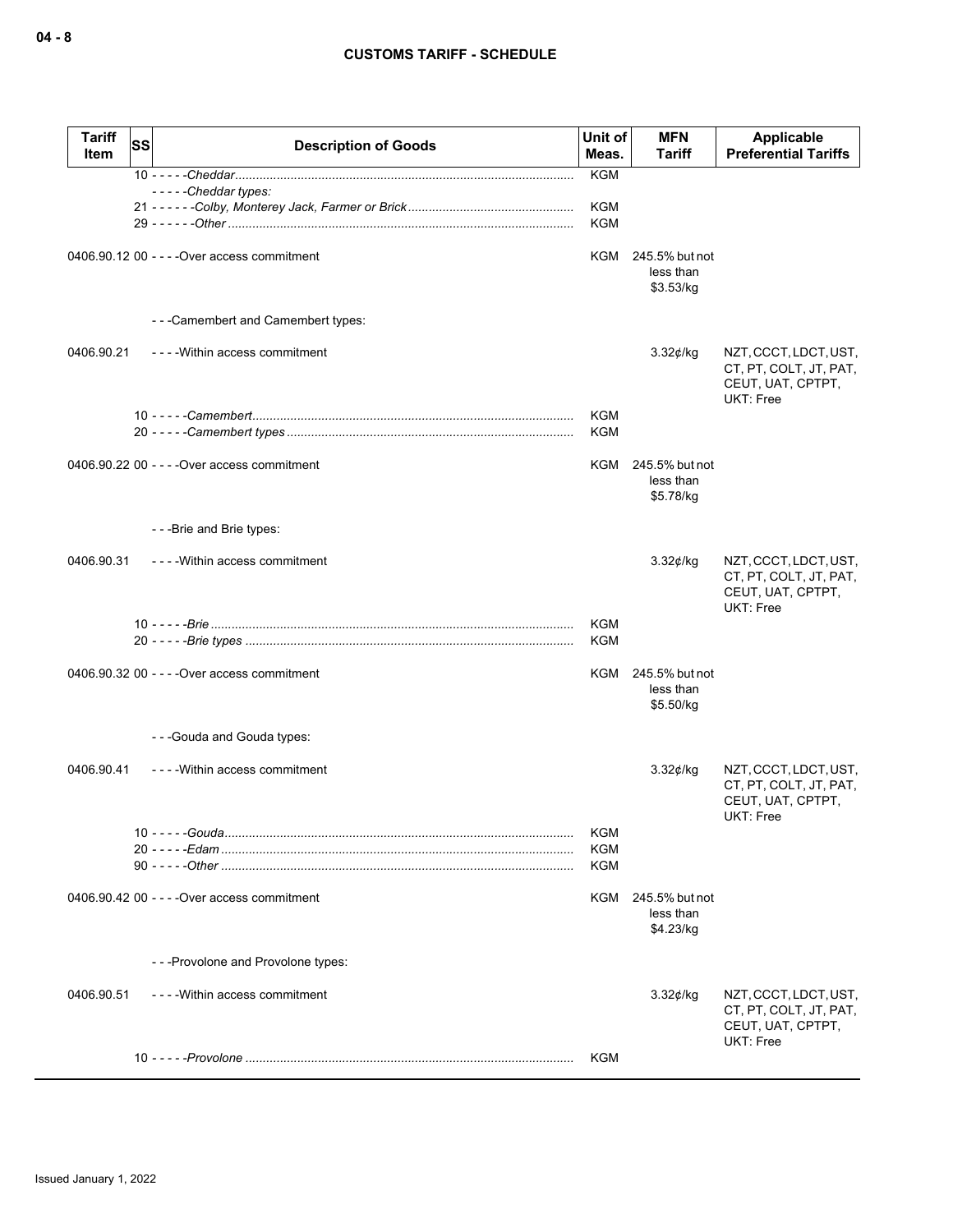| Tariff Item | SS | Description of Goods | Unit of Meas. | MFN Tariff | Applicable Preferential Tariffs |
|---|---|---|---|---|---|
| | | 10 - - - - -*Cheddar* | KGM | | |
| | | - - - - -*Cheddar types:* | | | |
| | | 21 - - - - - -*Colby, Monterey Jack, Farmer or Brick* | KGM | | |
| | | 29 - - - - - -*Other* | KGM | | |
| 0406.90.12 | 00 | - - - -Over access commitment | KGM | 245.5% but not less than $3.53/kg | |
| | | - - -Camembert and Camembert types: | | | |
| 0406.90.21 | | - - - -Within access commitment | | 3.32¢/kg | NZT, CCCT, LDCT, UST, CT, PT, COLT, JT, PAT, CEUT, UAT, CPTPT, UKT: Free |
| | | 10 - - - - -*Camembert* | KGM | | |
| | | 20 - - - - -*Camembert types* | KGM | | |
| 0406.90.22 | 00 | - - - -Over access commitment | KGM | 245.5% but not less than $5.78/kg | |
| | | - - -Brie and Brie types: | | | |
| 0406.90.31 | | - - - -Within access commitment | | 3.32¢/kg | NZT, CCCT, LDCT, UST, CT, PT, COLT, JT, PAT, CEUT, UAT, CPTPT, UKT: Free |
| | | 10 - - - - -*Brie* | KGM | | |
| | | 20 - - - - -*Brie types* | KGM | | |
| 0406.90.32 | 00 | - - - -Over access commitment | KGM | 245.5% but not less than $5.50/kg | |
| | | - - -Gouda and Gouda types: | | | |
| 0406.90.41 | | - - - -Within access commitment | | 3.32¢/kg | NZT, CCCT, LDCT, UST, CT, PT, COLT, JT, PAT, CEUT, UAT, CPTPT, UKT: Free |
| | | 10 - - - - -*Gouda* | KGM | | |
| | | 20 - - - - -*Edam* | KGM | | |
| | | 90 - - - - -*Other* | KGM | | |
| 0406.90.42 | 00 | - - - -Over access commitment | KGM | 245.5% but not less than $4.23/kg | |
| | | - - -Provolone and Provolone types: | | | |
| 0406.90.51 | | - - - -Within access commitment | | 3.32¢/kg | NZT, CCCT, LDCT, UST, CT, PT, COLT, JT, PAT, CEUT, UAT, CPTPT, UKT: Free |
| | | 10 - - - - -*Provolone* | KGM | | |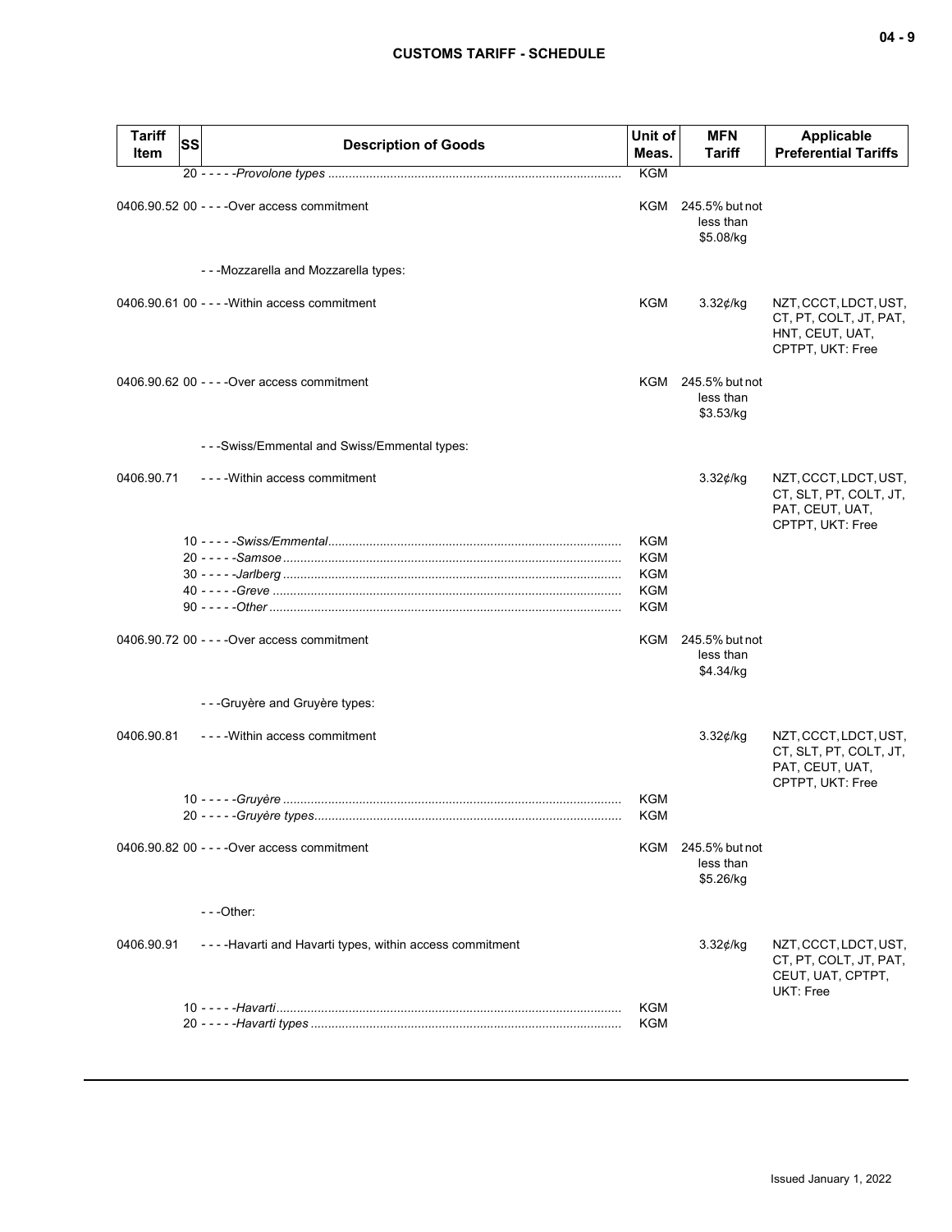| Tariff Item | SS | Description of Goods | Unit of Meas. | MFN Tariff | Applicable Preferential Tariffs |
|---|---|---|---|---|---|
| | | 20 - - - - -*Provolone types* | KGM | | |
| 0406.90.52 00 | | - - - -Over access commitment | KGM | 245.5% but not less than $5.08/kg | |
| | | - - -Mozzarella and Mozzarella types: | | | |
| 0406.90.61 00 | | - - - -Within access commitment | KGM | 3.32¢/kg | NZT, CCCT, LDCT, UST, CT, PT, COLT, JT, PAT, HNT, CEUT, UAT, CPTPT, UKT: Free |
| 0406.90.62 00 | | - - - -Over access commitment | KGM | 245.5% but not less than $3.53/kg | |
| | | - - -Swiss/Emmental and Swiss/Emmental types: | | | |
| 0406.90.71 | | - - - -Within access commitment | | 3.32¢/kg | NZT, CCCT, LDCT, UST, CT, SLT, PT, COLT, JT, PAT, CEUT, UAT, CPTPT, UKT: Free |
| | | 10 - - - - -*Swiss/Emmental* | KGM | | |
| | | 20 - - - - -*Samsoe* | KGM | | |
| | | 30 - - - - -*Jarlberg* | KGM | | |
| | | 40 - - - - -*Greve* | KGM | | |
| | | 90 - - - - -*Other* | KGM | | |
| 0406.90.72 00 | | - - - -Over access commitment | KGM | 245.5% but not less than $4.34/kg | |
| | | - - -Gruyère and Gruyère types: | | | |
| 0406.90.81 | | - - - -Within access commitment | | 3.32¢/kg | NZT, CCCT, LDCT, UST, CT, SLT, PT, COLT, JT, PAT, CEUT, UAT, CPTPT, UKT: Free |
| | | 10 - - - - -*Gruyère* | KGM | | |
| | | 20 - - - - -*Gruyère types* | KGM | | |
| 0406.90.82 00 | | - - - -Over access commitment | KGM | 245.5% but not less than $5.26/kg | |
| | | - - -Other: | | | |
| 0406.90.91 | | - - - -Havarti and Havarti types, within access commitment | | 3.32¢/kg | NZT, CCCT, LDCT, UST, CT, PT, COLT, JT, PAT, CEUT, UAT, CPTPT, UKT: Free |
| | | 10 - - - - -*Havarti* | KGM | | |
| | | 20 - - - - -*Havarti types* | KGM | | |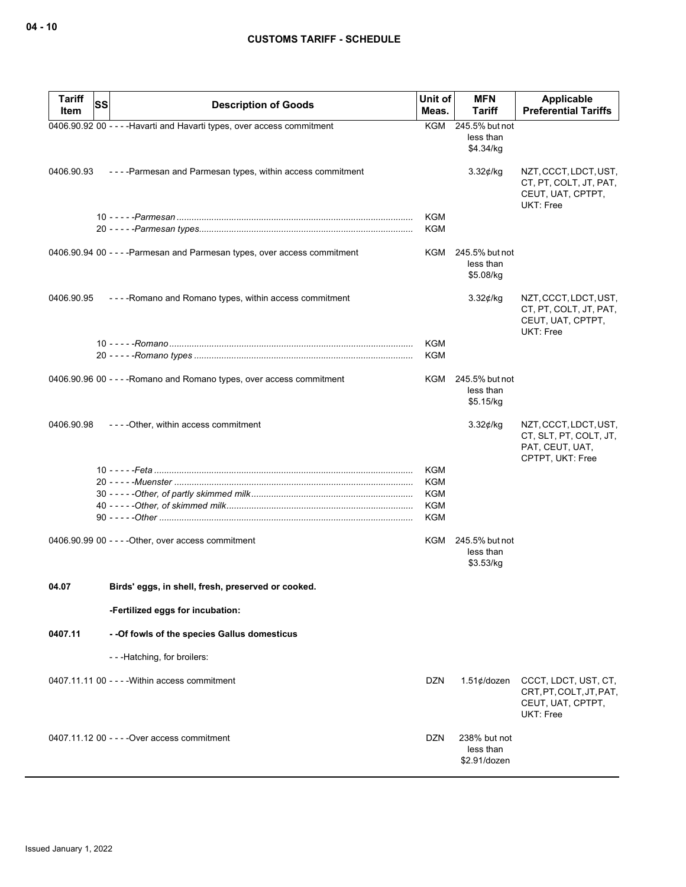| Tariff Item | SS | Description of Goods | Unit of Meas. | MFN Tariff | Applicable Preferential Tariffs |
|---|---|---|---|---|---|
| 0406.90.92 | 00 | - - - -Havarti and Havarti types, over access commitment | KGM | 245.5% but not less than $4.34/kg | |
| 0406.90.93 | | - - - -Parmesan and Parmesan types, within access commitment | | 3.32¢/kg | NZT, CCCT, LDCT, UST, CT, PT, COLT, JT, PAT, CEUT, UAT, CPTPT, UKT: Free |
| | 10 | - - - - -*Parmesan* | KGM | | |
| | 20 | - - - - -*Parmesan types* | KGM | | |
| 0406.90.94 | 00 | - - - -Parmesan and Parmesan types, over access commitment | KGM | 245.5% but not less than $5.08/kg | |
| 0406.90.95 | | - - - -Romano and Romano types, within access commitment | | 3.32¢/kg | NZT, CCCT, LDCT, UST, CT, PT, COLT, JT, PAT, CEUT, UAT, CPTPT, UKT: Free |
| | 10 | - - - - -*Romano* | KGM | | |
| | 20 | - - - - -*Romano types* | KGM | | |
| 0406.90.96 | 00 | - - - -Romano and Romano types, over access commitment | KGM | 245.5% but not less than $5.15/kg | |
| 0406.90.98 | | - - - -Other, within access commitment | | 3.32¢/kg | NZT, CCCT, LDCT, UST, CT, SLT, PT, COLT, JT, PAT, CEUT, UAT, CPTPT, UKT: Free |
| | 10 | - - - - -*Feta* | KGM | | |
| | 20 | - - - - -*Muenster* | KGM | | |
| | 30 | - - - - -*Other, of partly skimmed milk* | KGM | | |
| | 40 | - - - - -*Other, of skimmed milk* | KGM | | |
| | 90 | - - - - -*Other* | KGM | | |
| 0406.90.99 | 00 | - - - -Other, over access commitment | KGM | 245.5% but not less than $3.53/kg | |
| **04.07** | | **Birds' eggs, in shell, fresh, preserved or cooked.** | | | |
| | | **-Fertilized eggs for incubation:** | | | |
| **0407.11** | | **- -Of fowls of the species Gallus domesticus** | | | |
| | | - - -Hatching, for broilers: | | | |
| 0407.11.11 | 00 | - - - -Within access commitment | DZN | 1.51¢/dozen | CCCT, LDCT, UST, CT, CRT, PT, COLT, JT, PAT, CEUT, UAT, CPTPT, UKT: Free |
| 0407.11.12 | 00 | - - - -Over access commitment | DZN | 238% but not less than $2.91/dozen | |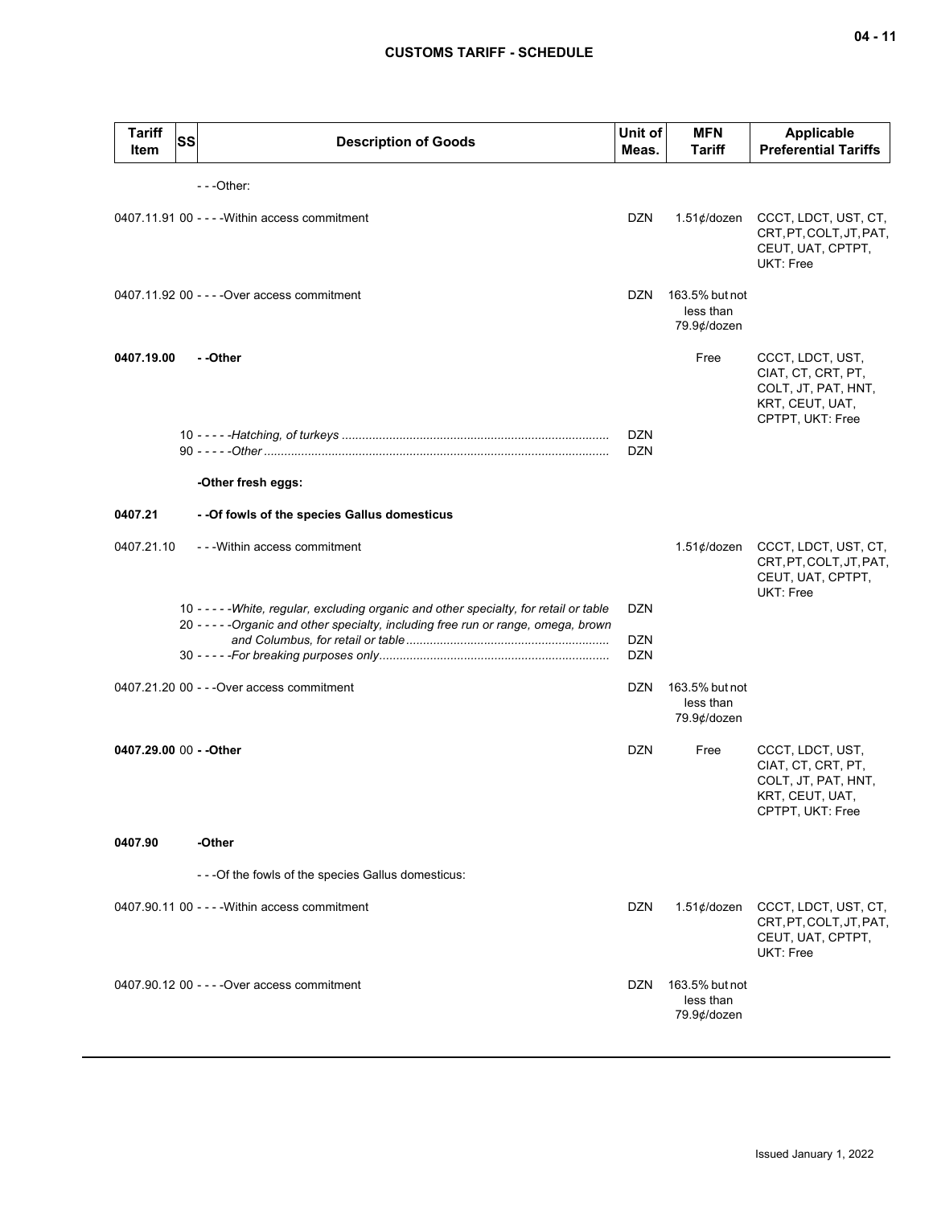| Tariff Item | SS | Description of Goods | Unit of Meas. | MFN Tariff | Applicable Preferential Tariffs |
|---|---|---|---|---|---|
| | | - - -Other: | | | |
| 0407.11.91 | 00 | - - - -Within access commitment | DZN | 1.51¢/dozen | CCCT, LDCT, UST, CT, CRT, PT, COLT, JT, PAT, CEUT, UAT, CPTPT, UKT: Free |
| 0407.11.92 | 00 | - - - -Over access commitment | DZN | 163.5% but not less than 79.9¢/dozen | |
| **0407.19.00** | | **- -Other** | | Free | CCCT, LDCT, UST, CIAT, CT, CRT, PT, COLT, JT, PAT, HNT, KRT, CEUT, UAT, CPTPT, UKT: Free |
| | 10 | - - - - -*Hatching, of turkeys* | DZN | | |
| | 90 | - - - - -*Other* | DZN | | |
| | | **-Other fresh eggs:** | | | |
| **0407.21** | | **- -Of fowls of the species Gallus domesticus** | | | |
| 0407.21.10 | | - - -Within access commitment | | 1.51¢/dozen | CCCT, LDCT, UST, CT, CRT, PT, COLT, JT, PAT, CEUT, UAT, CPTPT, UKT: Free |
| | 10 | - - - - -*White, regular, excluding organic and other specialty, for retail or table* | DZN | | |
| | 20 | - - - - -*Organic and other specialty, including free run or range, omega, brown and Columbus, for retail or table* | DZN | | |
| | 30 | - - - - -*For breaking purposes only* | DZN | | |
| 0407.21.20 | 00 | - - -Over access commitment | DZN | 163.5% but not less than 79.9¢/dozen | |
| **0407.29.00** | 00 | **- -Other** | DZN | Free | CCCT, LDCT, UST, CIAT, CT, CRT, PT, COLT, JT, PAT, HNT, KRT, CEUT, UAT, CPTPT, UKT: Free |
| **0407.90** | | **-Other** | | | |
| | | - - -Of the fowls of the species Gallus domesticus: | | | |
| 0407.90.11 | 00 | - - - -Within access commitment | DZN | 1.51¢/dozen | CCCT, LDCT, UST, CT, CRT, PT, COLT, JT, PAT, CEUT, UAT, CPTPT, UKT: Free |
| 0407.90.12 | 00 | - - - -Over access commitment | DZN | 163.5% but not less than 79.9¢/dozen | |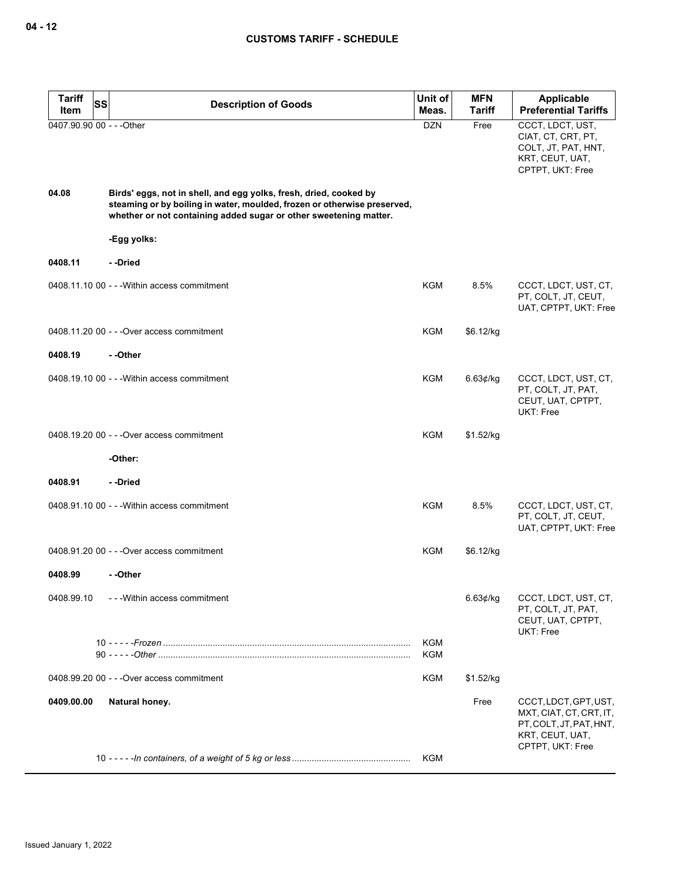| Tariff Item | SS | Description of Goods | Unit of Meas. | MFN Tariff | Applicable Preferential Tariffs |
|---|---|---|---|---|---|
| 0407.90.90 | 00 | - - -Other | DZN | Free | CCCT, LDCT, UST, CIAT, CT, CRT, PT, COLT, JT, PAT, HNT, KRT, CEUT, UAT, CPTPT, UKT: Free |
| **04.08** | | **Birds' eggs, not in shell, and egg yolks, fresh, dried, cooked by steaming or by boiling in water, moulded, frozen or otherwise preserved, whether or not containing added sugar or other sweetening matter.** | | | |
| | | **-Egg yolks:** | | | |
| **0408.11** | | **- -Dried** | | | |
| 0408.11.10 | 00 | - - -Within access commitment | KGM | 8.5% | CCCT, LDCT, UST, CT, PT, COLT, JT, CEUT, UAT, CPTPT, UKT: Free |
| 0408.11.20 | 00 | - - -Over access commitment | KGM | $6.12/kg | |
| **0408.19** | | **- -Other** | | | |
| 0408.19.10 | 00 | - - -Within access commitment | KGM | 6.63¢/kg | CCCT, LDCT, UST, CT, PT, COLT, JT, PAT, CEUT, UAT, CPTPT, UKT: Free |
| 0408.19.20 | 00 | - - -Over access commitment | KGM | $1.52/kg | |
| | | **-Other:** | | | |
| **0408.91** | | **- -Dried** | | | |
| 0408.91.10 | 00 | - - -Within access commitment | KGM | 8.5% | CCCT, LDCT, UST, CT, PT, COLT, JT, CEUT, UAT, CPTPT, UKT: Free |
| 0408.91.20 | 00 | - - -Over access commitment | KGM | $6.12/kg | |
| **0408.99** | | **- -Other** | | | |
| 0408.99.10 | | - - -Within access commitment | | 6.63¢/kg | CCCT, LDCT, UST, CT, PT, COLT, JT, PAT, CEUT, UAT, CPTPT, UKT: Free |
| | 10 | - - - - -*Frozen* | KGM | | |
| | 90 | - - - - -*Other* | KGM | | |
| 0408.99.20 | 00 | - - -Over access commitment | KGM | $1.52/kg | |
| **0409.00.00** | | **Natural honey.** | | Free | CCCT, LDCT, GPT, UST, MXT, CIAT, CT, CRT, IT, PT, COLT, JT, PAT, HNT, KRT, CEUT, UAT, CPTPT, UKT: Free |
| | 10 | - - - - -*In containers, of a weight of 5 kg or less* | KGM | | |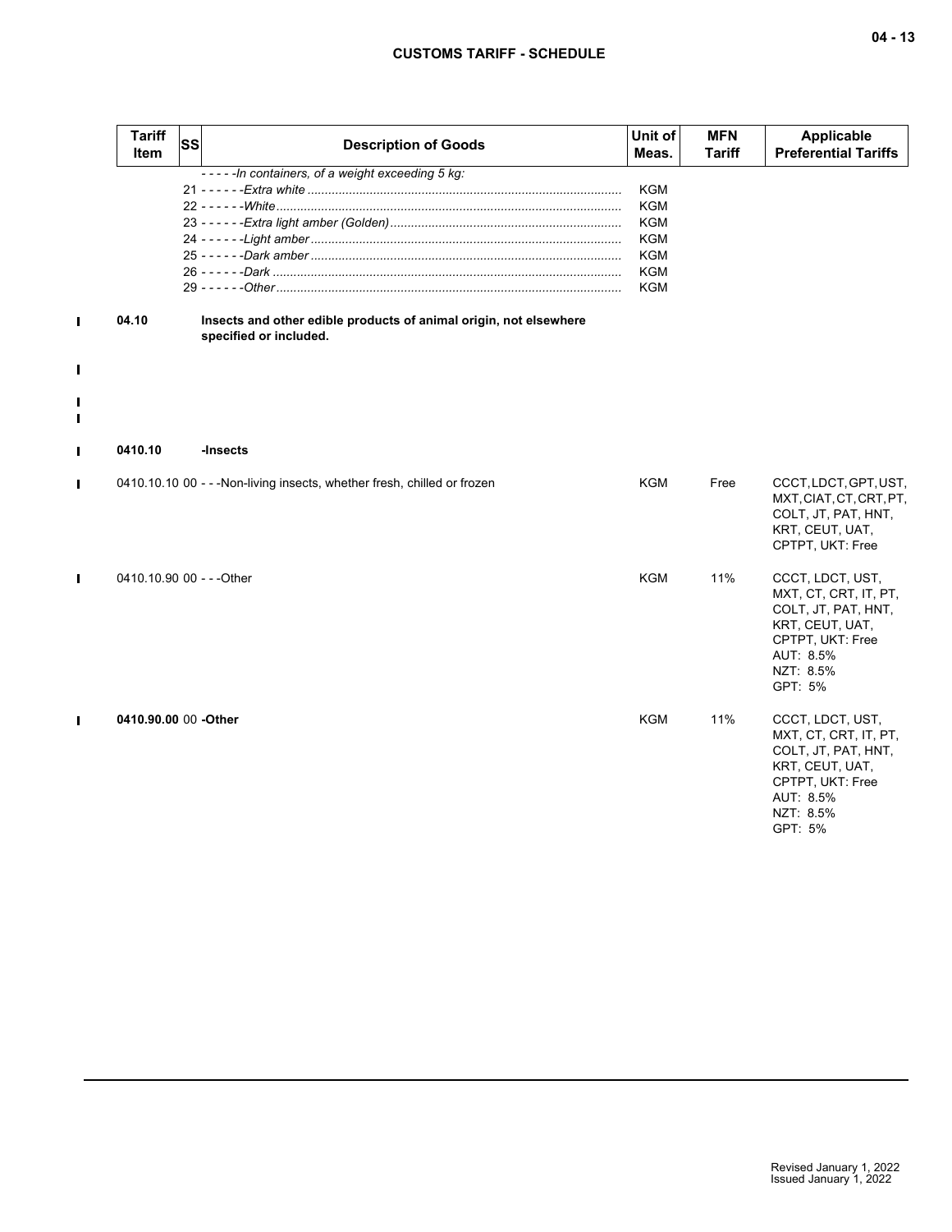| Tariff Item | SS | Description of Goods | Unit of Meas. | MFN Tariff | Applicable Preferential Tariffs |
|---|---|---|---|---|---|
| | | *- - - - -In containers, of a weight exceeding 5 kg:* | | | |
| | 21 | *- - - - - -Extra white* | KGM | | |
| | 22 | *- - - - - -White* | KGM | | |
| | 23 | *- - - - - -Extra light amber (Golden)* | KGM | | |
| | 24 | *- - - - - -Light amber* | KGM | | |
| | 25 | *- - - - - -Dark amber* | KGM | | |
| | 26 | *- - - - - -Dark* | KGM | | |
| | 29 | *- - - - - -Other* | KGM | | |
| **04.10** | | **Insects and other edible products of animal origin, not elsewhere specified or included.** | | | |
| **0410.10** | | **-Insects** | | | |
| 0410.10.10 | 00 | - - -Non-living insects, whether fresh, chilled or frozen | KGM | Free | CCCT, LDCT, GPT, UST, MXT, CIAT, CT, CRT, PT, COLT, JT, PAT, HNT, KRT, CEUT, UAT, CPTPT, UKT: Free |
| 0410.10.90 | 00 | - - -Other | KGM | 11% | CCCT, LDCT, UST, MXT, CT, CRT, IT, PT, COLT, JT, PAT, HNT, KRT, CEUT, UAT, CPTPT, UKT: Free<br>AUT: 8.5%<br>NZT: 8.5%<br>GPT: 5% |
| **0410.90.00** | 00 | **-Other** | KGM | 11% | CCCT, LDCT, UST, MXT, CT, CRT, IT, PT, COLT, JT, PAT, HNT, KRT, CEUT, UAT, CPTPT, UKT: Free<br>AUT: 8.5%<br>NZT: 8.5%<br>GPT: 5% |

Revised January 1, 2022
Issued January 1, 2022